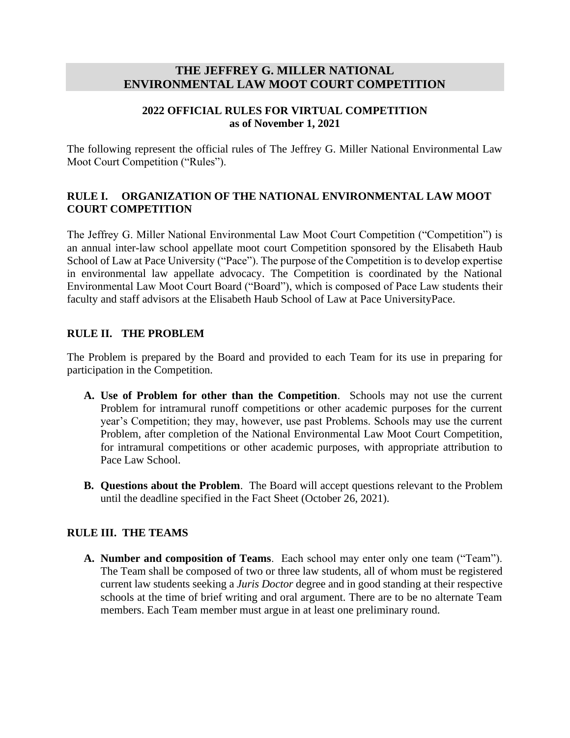# THE JEFFREY G. MILLER NATIONAL ENVIRONMENTAL LAW MOOT COURT COMPETITION

**2022 OFFICIAL RULES FOR VIRTUAL COMPETITION**
**as of November 1, 2021**

The following represent the official rules of The Jeffrey G. Miller National Environmental Law Moot Court Competition ("Rules").

## RULE I. ORGANIZATION OF THE NATIONAL ENVIRONMENTAL LAW MOOT COURT COMPETITION

The Jeffrey G. Miller National Environmental Law Moot Court Competition ("Competition") is an annual inter-law school appellate moot court Competition sponsored by the Elisabeth Haub School of Law at Pace University ("Pace"). The purpose of the Competition is to develop expertise in environmental law appellate advocacy. The Competition is coordinated by the National Environmental Law Moot Court Board ("Board"), which is composed of Pace Law students their faculty and staff advisors at the Elisabeth Haub School of Law at Pace UniversityPace.

## RULE II. THE PROBLEM

The Problem is prepared by the Board and provided to each Team for its use in preparing for participation in the Competition.

- **A. Use of Problem for other than the Competition**. Schools may not use the current Problem for intramural runoff competitions or other academic purposes for the current year's Competition; they may, however, use past Problems. Schools may use the current Problem, after completion of the National Environmental Law Moot Court Competition, for intramural competitions or other academic purposes, with appropriate attribution to Pace Law School.

- **B. Questions about the Problem**. The Board will accept questions relevant to the Problem until the deadline specified in the Fact Sheet (October 26, 2021).

## RULE III. THE TEAMS

- **A. Number and composition of Teams**. Each school may enter only one team ("Team"). The Team shall be composed of two or three law students, all of whom must be registered current law students seeking a *Juris Doctor* degree and in good standing at their respective schools at the time of brief writing and oral argument. There are to be no alternate Team members. Each Team member must argue in at least one preliminary round.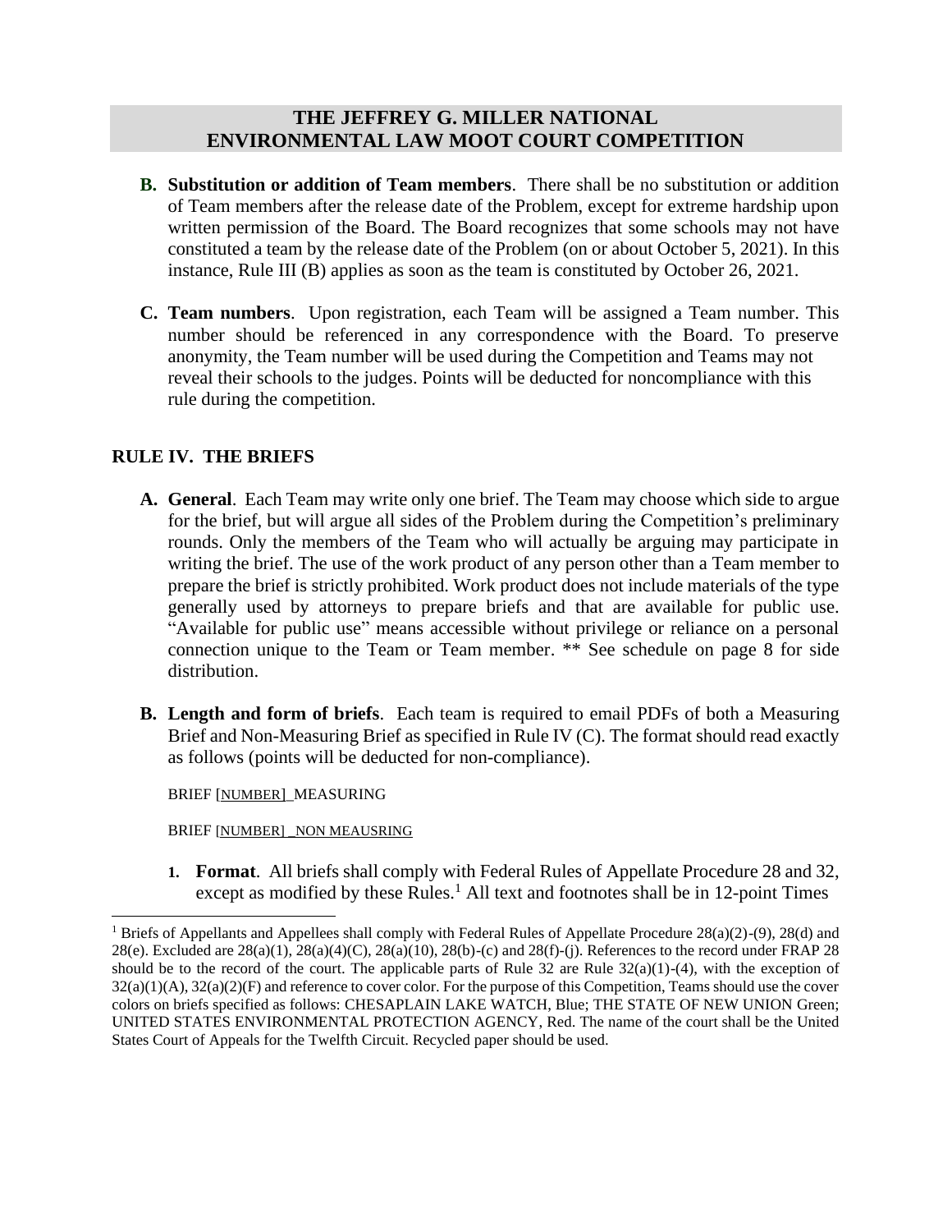**B. Substitution or addition of Team members**. There shall be no substitution or addition of Team members after the release date of the Problem, except for extreme hardship upon written permission of the Board. The Board recognizes that some schools may not have constituted a team by the release date of the Problem (on or about October 5, 2021). In this instance, Rule III (B) applies as soon as the team is constituted by October 26, 2021.

**C. Team numbers**. Upon registration, each Team will be assigned a Team number. This number should be referenced in any correspondence with the Board. To preserve anonymity, the Team number will be used during the Competition and Teams may not reveal their schools to the judges. Points will be deducted for noncompliance with this rule during the competition.

## RULE IV. THE BRIEFS

**A. General**. Each Team may write only one brief. The Team may choose which side to argue for the brief, but will argue all sides of the Problem during the Competition's preliminary rounds. Only the members of the Team who will actually be arguing may participate in writing the brief. The use of the work product of any person other than a Team member to prepare the brief is strictly prohibited. Work product does not include materials of the type generally used by attorneys to prepare briefs and that are available for public use. "Available for public use" means accessible without privilege or reliance on a personal connection unique to the Team or Team member. ** See schedule on page 8 for side distribution.

**B. Length and form of briefs**. Each team is required to email PDFs of both a Measuring Brief and Non-Measuring Brief as specified in Rule IV (C). The format should read exactly as follows (points will be deducted for non-compliance).

BRIEF [NUMBER]_MEASURING

BRIEF [NUMBER] _NON MEAUSRING

1. **Format**. All briefs shall comply with Federal Rules of Appellate Procedure 28 and 32, except as modified by these Rules.[1] All text and footnotes shall be in 12-point Times

[1] Briefs of Appellants and Appellees shall comply with Federal Rules of Appellate Procedure 28(a)(2)-(9), 28(d) and 28(e). Excluded are 28(a)(1), 28(a)(4)(C), 28(a)(10), 28(b)-(c) and 28(f)-(j). References to the record under FRAP 28 should be to the record of the court. The applicable parts of Rule 32 are Rule 32(a)(1)-(4), with the exception of 32(a)(1)(A), 32(a)(2)(F) and reference to cover color. For the purpose of this Competition, Teams should use the cover colors on briefs specified as follows: CHESAPLAIN LAKE WATCH, Blue; THE STATE OF NEW UNION Green; UNITED STATES ENVIRONMENTAL PROTECTION AGENCY, Red. The name of the court shall be the United States Court of Appeals for the Twelfth Circuit. Recycled paper should be used.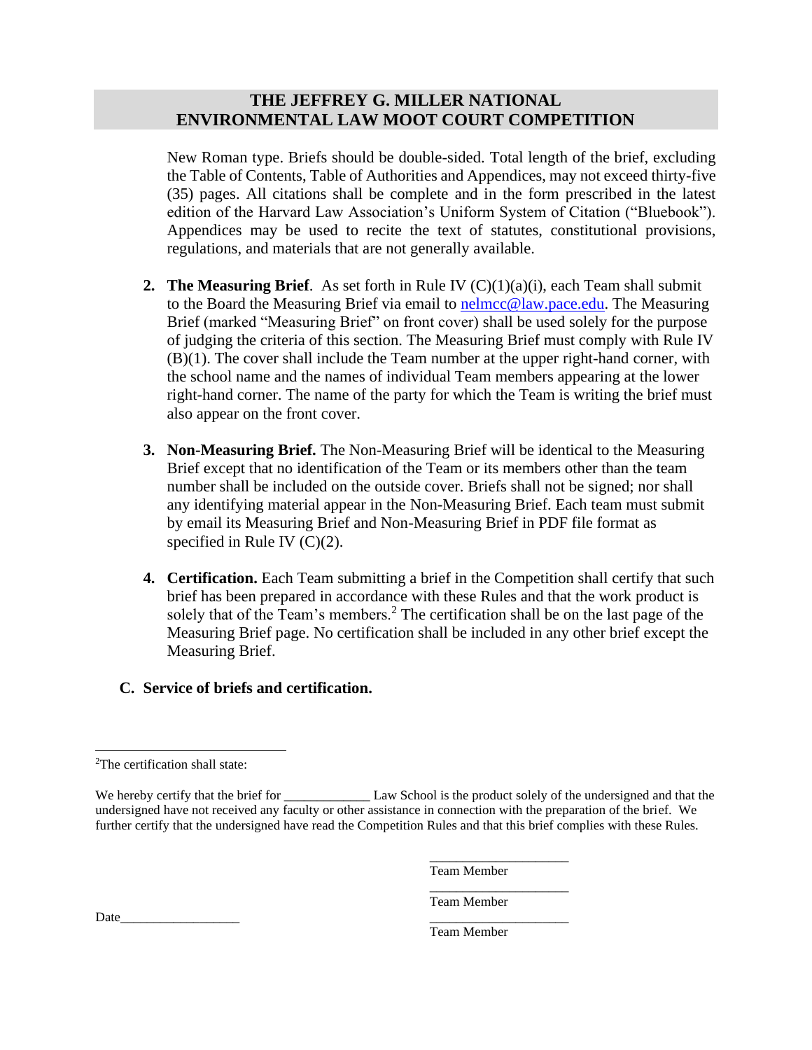New Roman type. Briefs should be double-sided. Total length of the brief, excluding the Table of Contents, Table of Authorities and Appendices, may not exceed thirty-five (35) pages. All citations shall be complete and in the form prescribed in the latest edition of the Harvard Law Association's Uniform System of Citation ("Bluebook"). Appendices may be used to recite the text of statutes, constitutional provisions, regulations, and materials that are not generally available.

2. **The Measuring Brief**. As set forth in Rule IV (C)(1)(a)(i), each Team shall submit to the Board the Measuring Brief via email to nelmcc@law.pace.edu. The Measuring Brief (marked "Measuring Brief" on front cover) shall be used solely for the purpose of judging the criteria of this section. The Measuring Brief must comply with Rule IV (B)(1). The cover shall include the Team number at the upper right-hand corner, with the school name and the names of individual Team members appearing at the lower right-hand corner. The name of the party for which the Team is writing the brief must also appear on the front cover.

3. **Non-Measuring Brief.** The Non-Measuring Brief will be identical to the Measuring Brief except that no identification of the Team or its members other than the team number shall be included on the outside cover. Briefs shall not be signed; nor shall any identifying material appear in the Non-Measuring Brief. Each team must submit by email its Measuring Brief and Non-Measuring Brief in PDF file format as specified in Rule IV (C)(2).

4. **Certification.** Each Team submitting a brief in the Competition shall certify that such brief has been prepared in accordance with these Rules and that the work product is solely that of the Team's members.[2] The certification shall be on the last page of the Measuring Brief page. No certification shall be included in any other brief except the Measuring Brief.

**C. Service of briefs and certification.**

---

[2]The certification shall state:

We hereby certify that the brief for _____________ Law School is the product solely of the undersigned and that the undersigned have not received any faculty or other assistance in connection with the preparation of the brief. We further certify that the undersigned have read the Competition Rules and that this brief complies with these Rules.

_____________________
Team Member

_____________________
Team Member

Date__________________

_____________________
Team Member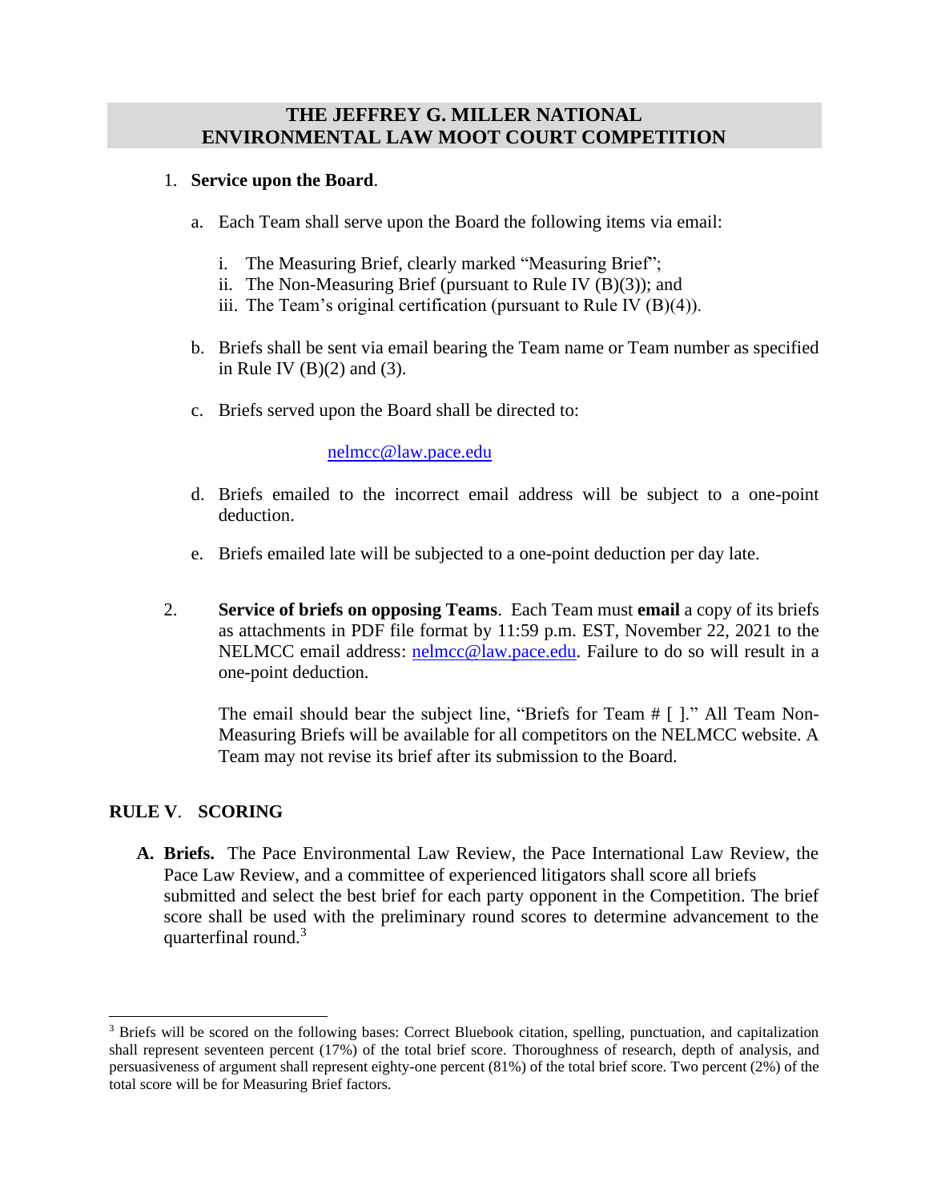# THE JEFFREY G. MILLER NATIONAL ENVIRONMENTAL LAW MOOT COURT COMPETITION

1. **Service upon the Board**.

   a. Each Team shall serve upon the Board the following items via email:

      i. The Measuring Brief, clearly marked "Measuring Brief";
      ii. The Non-Measuring Brief (pursuant to Rule IV (B)(3)); and
      iii. The Team's original certification (pursuant to Rule IV (B)(4)).

   b. Briefs shall be sent via email bearing the Team name or Team number as specified in Rule IV (B)(2) and (3).

   c. Briefs served upon the Board shall be directed to:

      nelmcc@law.pace.edu

   d. Briefs emailed to the incorrect email address will be subject to a one-point deduction.

   e. Briefs emailed late will be subjected to a one-point deduction per day late.

2. **Service of briefs on opposing Teams**. Each Team must **email** a copy of its briefs as attachments in PDF file format by 11:59 p.m. EST, November 22, 2021 to the NELMCC email address: nelmcc@law.pace.edu. Failure to do so will result in a one-point deduction.

   The email should bear the subject line, "Briefs for Team # [ ]." All Team Non-Measuring Briefs will be available for all competitors on the NELMCC website. A Team may not revise its brief after its submission to the Board.

## RULE V. SCORING

**A. Briefs.** The Pace Environmental Law Review, the Pace International Law Review, the Pace Law Review, and a committee of experienced litigators shall score all briefs submitted and select the best brief for each party opponent in the Competition. The brief score shall be used with the preliminary round scores to determine advancement to the quarterfinal round.[3]

---

[3] Briefs will be scored on the following bases: Correct Bluebook citation, spelling, punctuation, and capitalization shall represent seventeen percent (17%) of the total brief score. Thoroughness of research, depth of analysis, and persuasiveness of argument shall represent eighty-one percent (81%) of the total brief score. Two percent (2%) of the total score will be for Measuring Brief factors.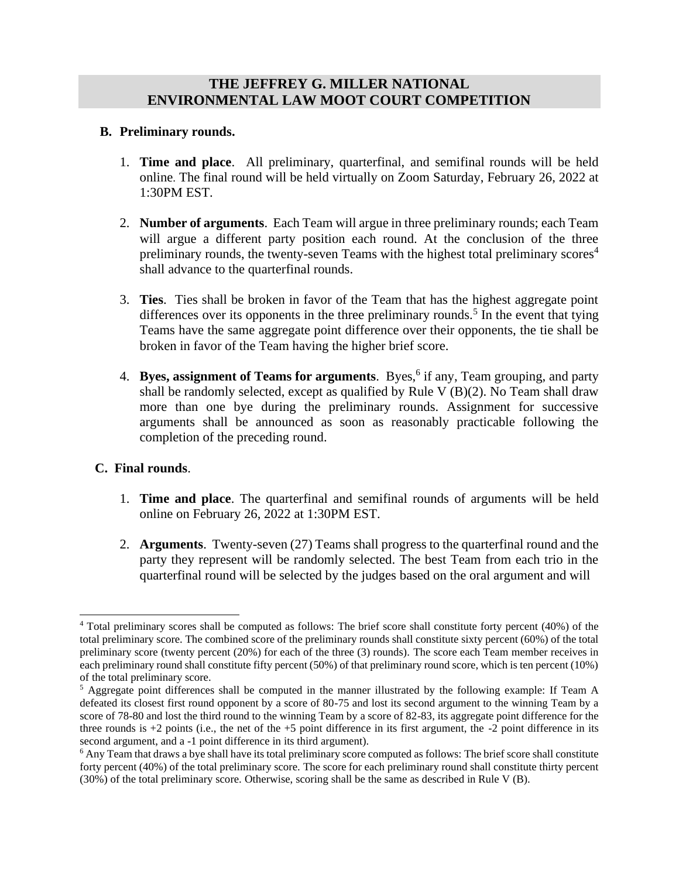**THE JEFFREY G. MILLER NATIONAL ENVIRONMENTAL LAW MOOT COURT COMPETITION**

**B. Preliminary rounds.**

1. **Time and place**. All preliminary, quarterfinal, and semifinal rounds will be held online. The final round will be held virtually on Zoom Saturday, February 26, 2022 at 1:30PM EST.

2. **Number of arguments**. Each Team will argue in three preliminary rounds; each Team will argue a different party position each round. At the conclusion of the three preliminary rounds, the twenty-seven Teams with the highest total preliminary scores[4] shall advance to the quarterfinal rounds.

3. **Ties**. Ties shall be broken in favor of the Team that has the highest aggregate point differences over its opponents in the three preliminary rounds.[5] In the event that tying Teams have the same aggregate point difference over their opponents, the tie shall be broken in favor of the Team having the higher brief score.

4. **Byes, assignment of Teams for arguments**. Byes,[6] if any, Team grouping, and party shall be randomly selected, except as qualified by Rule V (B)(2). No Team shall draw more than one bye during the preliminary rounds. Assignment for successive arguments shall be announced as soon as reasonably practicable following the completion of the preceding round.

**C. Final rounds**.

1. **Time and place**. The quarterfinal and semifinal rounds of arguments will be held online on February 26, 2022 at 1:30PM EST.

2. **Arguments**. Twenty-seven (27) Teams shall progress to the quarterfinal round and the party they represent will be randomly selected. The best Team from each trio in the quarterfinal round will be selected by the judges based on the oral argument and will

---

[4] Total preliminary scores shall be computed as follows: The brief score shall constitute forty percent (40%) of the total preliminary score. The combined score of the preliminary rounds shall constitute sixty percent (60%) of the total preliminary score (twenty percent (20%) for each of the three (3) rounds). The score each Team member receives in each preliminary round shall constitute fifty percent (50%) of that preliminary round score, which is ten percent (10%) of the total preliminary score.

[5] Aggregate point differences shall be computed in the manner illustrated by the following example: If Team A defeated its closest first round opponent by a score of 80-75 and lost its second argument to the winning Team by a score of 78-80 and lost the third round to the winning Team by a score of 82-83, its aggregate point difference for the three rounds is +2 points (i.e., the net of the +5 point difference in its first argument, the -2 point difference in its second argument, and a -1 point difference in its third argument).

[6] Any Team that draws a bye shall have its total preliminary score computed as follows: The brief score shall constitute forty percent (40%) of the total preliminary score. The score for each preliminary round shall constitute thirty percent (30%) of the total preliminary score. Otherwise, scoring shall be the same as described in Rule V (B).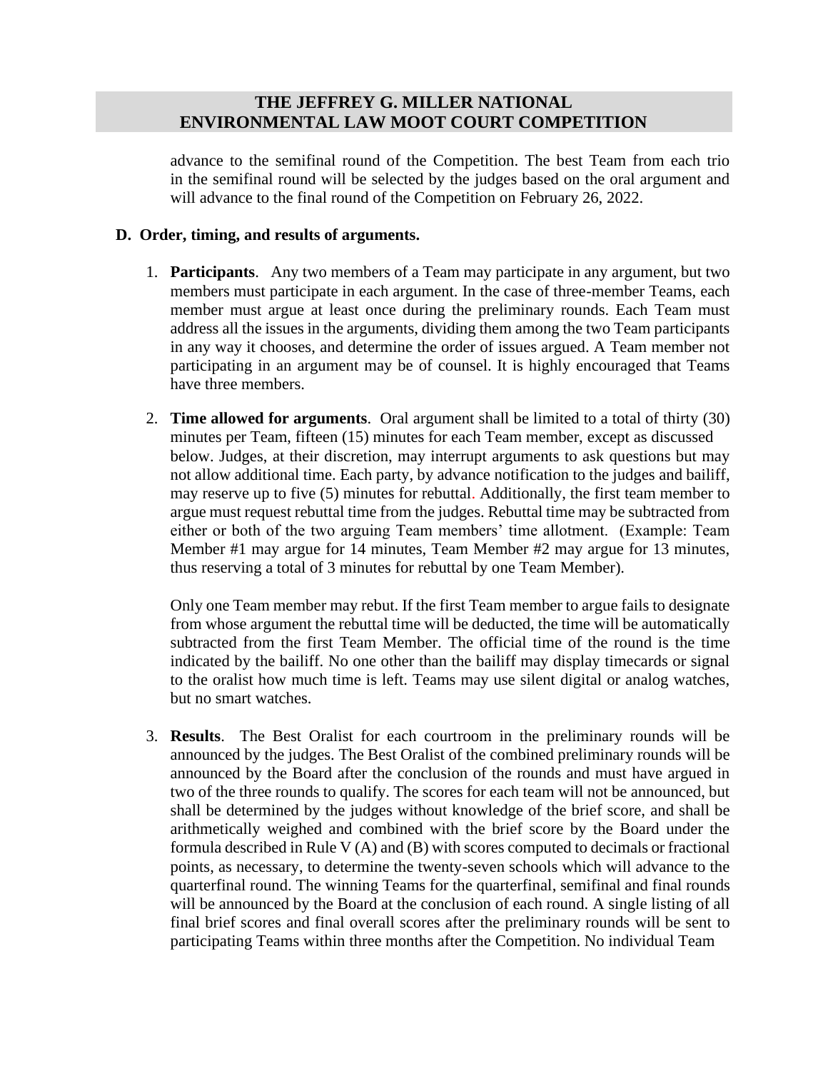advance to the semifinal round of the Competition. The best Team from each trio in the semifinal round will be selected by the judges based on the oral argument and will advance to the final round of the Competition on February 26, 2022.

**D. Order, timing, and results of arguments.**

1. **Participants**. Any two members of a Team may participate in any argument, but two members must participate in each argument. In the case of three-member Teams, each member must argue at least once during the preliminary rounds. Each Team must address all the issues in the arguments, dividing them among the two Team participants in any way it chooses, and determine the order of issues argued. A Team member not participating in an argument may be of counsel. It is highly encouraged that Teams have three members.

2. **Time allowed for arguments**. Oral argument shall be limited to a total of thirty (30) minutes per Team, fifteen (15) minutes for each Team member, except as discussed below. Judges, at their discretion, may interrupt arguments to ask questions but may not allow additional time. Each party, by advance notification to the judges and bailiff, may reserve up to five (5) minutes for rebuttal. Additionally, the first team member to argue must request rebuttal time from the judges. Rebuttal time may be subtracted from either or both of the two arguing Team members' time allotment. (Example: Team Member #1 may argue for 14 minutes, Team Member #2 may argue for 13 minutes, thus reserving a total of 3 minutes for rebuttal by one Team Member).

   Only one Team member may rebut. If the first Team member to argue fails to designate from whose argument the rebuttal time will be deducted, the time will be automatically subtracted from the first Team Member. The official time of the round is the time indicated by the bailiff. No one other than the bailiff may display timecards or signal to the oralist how much time is left. Teams may use silent digital or analog watches, but no smart watches.

3. **Results**. The Best Oralist for each courtroom in the preliminary rounds will be announced by the judges. The Best Oralist of the combined preliminary rounds will be announced by the Board after the conclusion of the rounds and must have argued in two of the three rounds to qualify. The scores for each team will not be announced, but shall be determined by the judges without knowledge of the brief score, and shall be arithmetically weighed and combined with the brief score by the Board under the formula described in Rule V (A) and (B) with scores computed to decimals or fractional points, as necessary, to determine the twenty-seven schools which will advance to the quarterfinal round. The winning Teams for the quarterfinal, semifinal and final rounds will be announced by the Board at the conclusion of each round. A single listing of all final brief scores and final overall scores after the preliminary rounds will be sent to participating Teams within three months after the Competition. No individual Team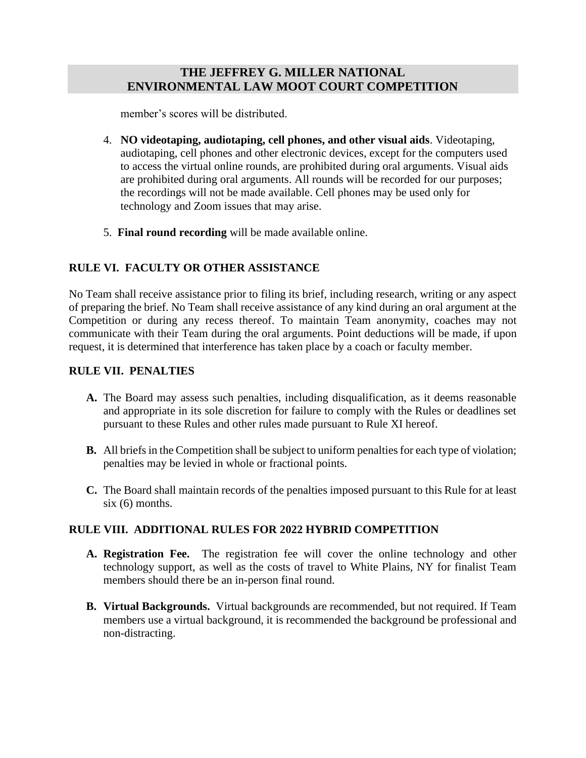member's scores will be distributed.

4. **NO videotaping, audiotaping, cell phones, and other visual aids**. Videotaping, audiotaping, cell phones and other electronic devices, except for the computers used to access the virtual online rounds, are prohibited during oral arguments. Visual aids are prohibited during oral arguments. All rounds will be recorded for our purposes; the recordings will not be made available. Cell phones may be used only for technology and Zoom issues that may arise.

5. **Final round recording** will be made available online.

## RULE VI. FACULTY OR OTHER ASSISTANCE

No Team shall receive assistance prior to filing its brief, including research, writing or any aspect of preparing the brief. No Team shall receive assistance of any kind during an oral argument at the Competition or during any recess thereof. To maintain Team anonymity, coaches may not communicate with their Team during the oral arguments. Point deductions will be made, if upon request, it is determined that interference has taken place by a coach or faculty member.

## RULE VII. PENALTIES

**A.** The Board may assess such penalties, including disqualification, as it deems reasonable and appropriate in its sole discretion for failure to comply with the Rules or deadlines set pursuant to these Rules and other rules made pursuant to Rule XI hereof.

**B.** All briefs in the Competition shall be subject to uniform penalties for each type of violation; penalties may be levied in whole or fractional points.

**C.** The Board shall maintain records of the penalties imposed pursuant to this Rule for at least six (6) months.

## RULE VIII. ADDITIONAL RULES FOR 2022 HYBRID COMPETITION

**A. Registration Fee.** The registration fee will cover the online technology and other technology support, as well as the costs of travel to White Plains, NY for finalist Team members should there be an in-person final round.

**B. Virtual Backgrounds.** Virtual backgrounds are recommended, but not required. If Team members use a virtual background, it is recommended the background be professional and non-distracting.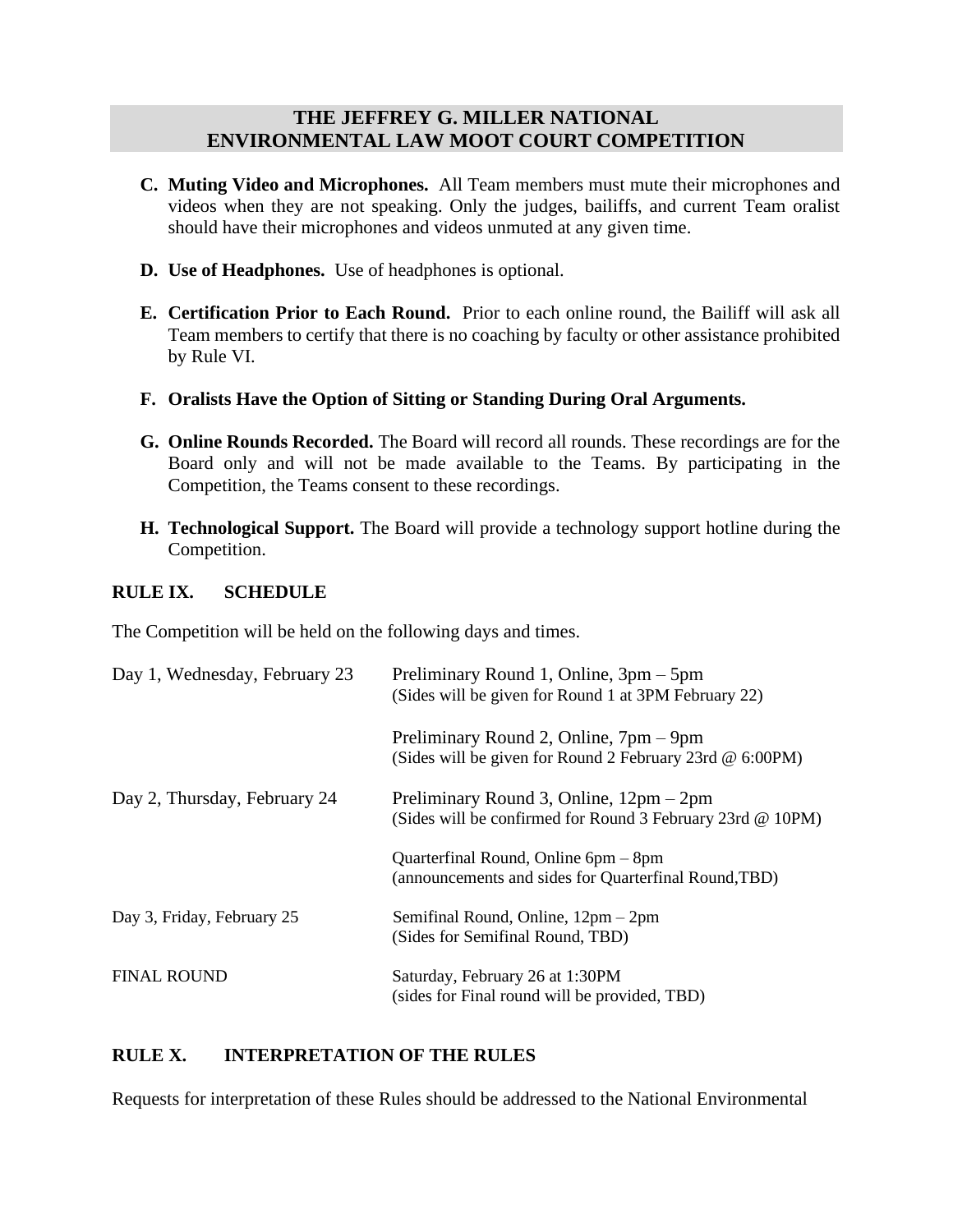- **C. Muting Video and Microphones.** All Team members must mute their microphones and videos when they are not speaking. Only the judges, bailiffs, and current Team oralist should have their microphones and videos unmuted at any given time.

- **D. Use of Headphones.** Use of headphones is optional.

- **E. Certification Prior to Each Round.** Prior to each online round, the Bailiff will ask all Team members to certify that there is no coaching by faculty or other assistance prohibited by Rule VI.

- **F. Oralists Have the Option of Sitting or Standing During Oral Arguments.**

- **G. Online Rounds Recorded.** The Board will record all rounds. These recordings are for the Board only and will not be made available to the Teams. By participating in the Competition, the Teams consent to these recordings.

- **H. Technological Support.** The Board will provide a technology support hotline during the Competition.

## RULE IX. SCHEDULE

The Competition will be held on the following days and times.

| | |
|---|---|
| Day 1, Wednesday, February 23 | Preliminary Round 1, Online, 3pm – 5pm<br>(Sides will be given for Round 1 at 3PM February 22) |
| | Preliminary Round 2, Online, 7pm – 9pm<br>(Sides will be given for Round 2 February 23rd @ 6:00PM) |
| Day 2, Thursday, February 24 | Preliminary Round 3, Online, 12pm – 2pm<br>(Sides will be confirmed for Round 3 February 23rd @ 10PM) |
| | Quarterfinal Round, Online 6pm – 8pm<br>(announcements and sides for Quarterfinal Round,TBD) |
| Day 3, Friday, February 25 | Semifinal Round, Online, 12pm – 2pm<br>(Sides for Semifinal Round, TBD) |
| FINAL ROUND | Saturday, February 26 at 1:30PM<br>(sides for Final round will be provided, TBD) |

## RULE X. INTERPRETATION OF THE RULES

Requests for interpretation of these Rules should be addressed to the National Environmental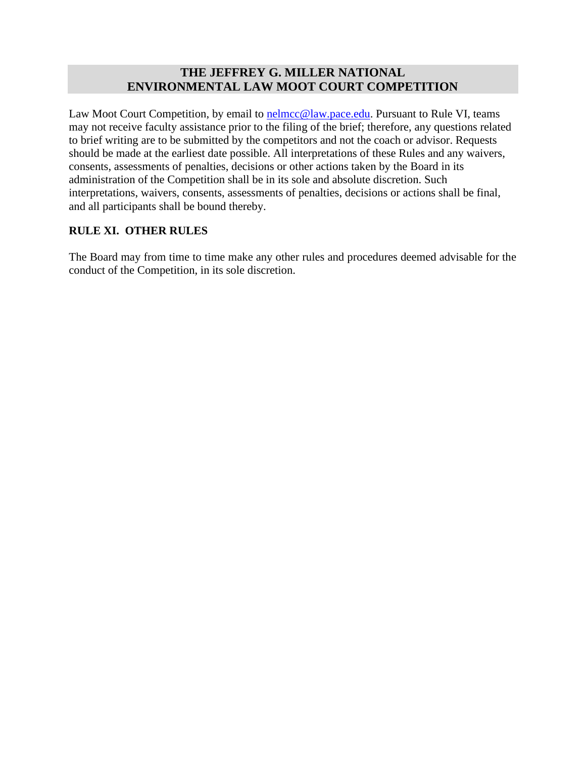Law Moot Court Competition, by email to nelmcc@law.pace.edu. Pursuant to Rule VI, teams may not receive faculty assistance prior to the filing of the brief; therefore, any questions related to brief writing are to be submitted by the competitors and not the coach or advisor. Requests should be made at the earliest date possible. All interpretations of these Rules and any waivers, consents, assessments of penalties, decisions or other actions taken by the Board in its administration of the Competition shall be in its sole and absolute discretion. Such interpretations, waivers, consents, assessments of penalties, decisions or actions shall be final, and all participants shall be bound thereby.

## RULE XI. OTHER RULES

The Board may from time to time make any other rules and procedures deemed advisable for the conduct of the Competition, in its sole discretion.